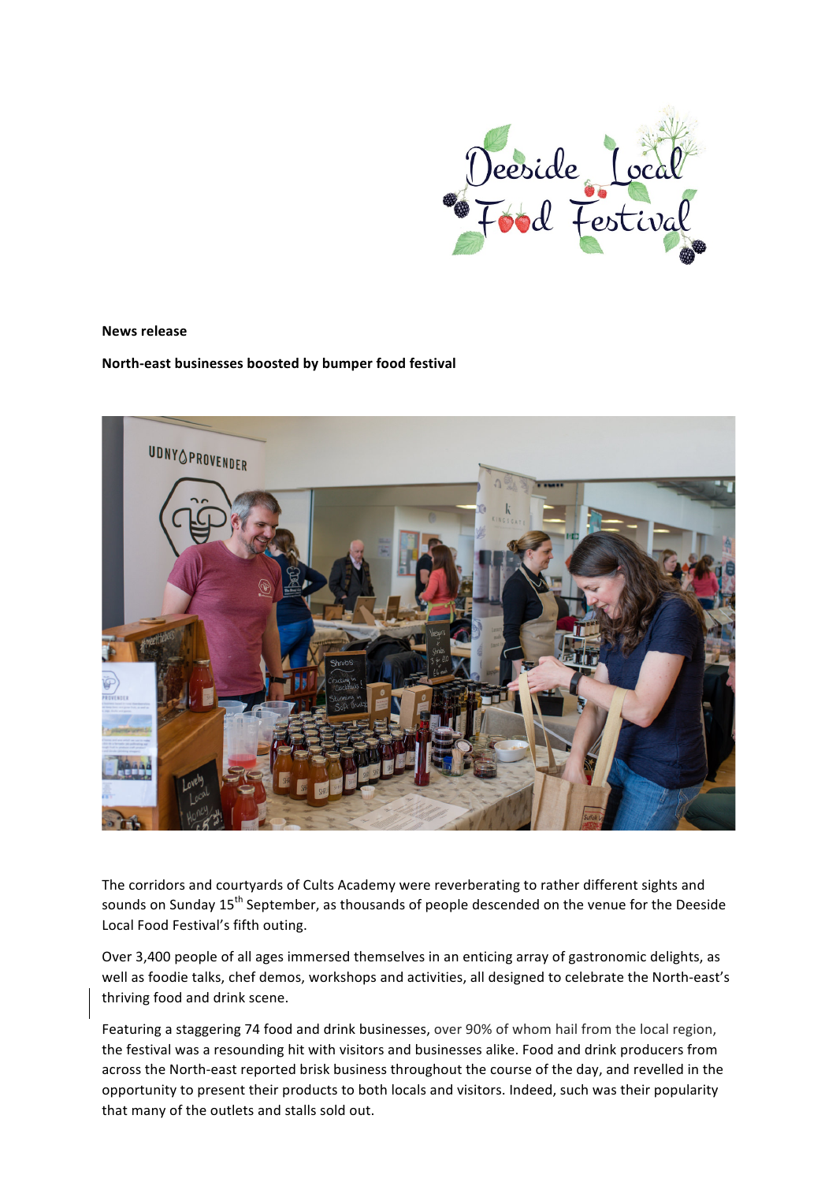**News release**

**North-east businesses boosted by bumper food festival**

The corridors and courtyards of Cults Academy were reverberating to rather different sights and sounds on Sunday 15th September, as thousands of people descended on the venue for the Deeside Local Food Festival's fifth outing.

Over 3,400 people of all ages immersed themselves in an enticing array of gastronomic delights, as well as foodie talks, chef demos, workshops and activities, all designed to celebrate the North-east's thriving food and drink scene.

Featuring a staggering 74 food and drink businesses, over 90% of whom hail from the local region, the festival was a resounding hit with visitors and businesses alike. Food and drink producers from across the North-east reported brisk business throughout the course of the day, and revelled in the opportunity to present their products to both locals and visitors. Indeed, such was their popularity that many of the outlets and stalls sold out.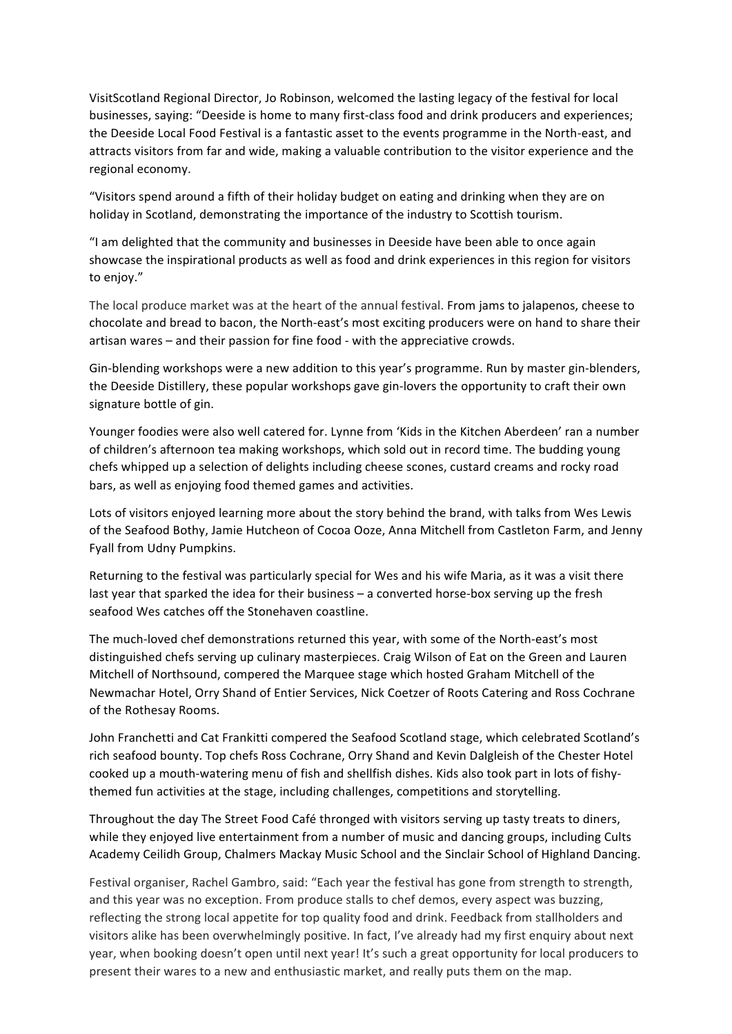VisitScotland Regional Director, Jo Robinson, welcomed the lasting legacy of the festival for local businesses, saying: "Deeside is home to many first-class food and drink producers and experiences; the Deeside Local Food Festival is a fantastic asset to the events programme in the North-east, and attracts visitors from far and wide, making a valuable contribution to the visitor experience and the regional economy.

"Visitors spend around a fifth of their holiday budget on eating and drinking when they are on holiday in Scotland, demonstrating the importance of the industry to Scottish tourism.

"I am delighted that the community and businesses in Deeside have been able to once again showcase the inspirational products as well as food and drink experiences in this region for visitors to enjoy."

The local produce market was at the heart of the annual festival. From jams to jalapenos, cheese to chocolate and bread to bacon, the North-east's most exciting producers were on hand to share their artisan wares – and their passion for fine food - with the appreciative crowds.

Gin-blending workshops were a new addition to this year's programme. Run by master gin-blenders, the Deeside Distillery, these popular workshops gave gin-lovers the opportunity to craft their own signature bottle of gin.

Younger foodies were also well catered for. Lynne from 'Kids in the Kitchen Aberdeen' ran a number of children's afternoon tea making workshops, which sold out in record time. The budding young chefs whipped up a selection of delights including cheese scones, custard creams and rocky road bars, as well as enjoying food themed games and activities.

Lots of visitors enjoyed learning more about the story behind the brand, with talks from Wes Lewis of the Seafood Bothy, Jamie Hutcheon of Cocoa Ooze, Anna Mitchell from Castleton Farm, and Jenny Fyall from Udny Pumpkins.

Returning to the festival was particularly special for Wes and his wife Maria, as it was a visit there last year that sparked the idea for their business – a converted horse-box serving up the fresh seafood Wes catches off the Stonehaven coastline.

The much-loved chef demonstrations returned this year, with some of the North-east's most distinguished chefs serving up culinary masterpieces. Craig Wilson of Eat on the Green and Lauren Mitchell of Northsound, compered the Marquee stage which hosted Graham Mitchell of the Newmachar Hotel, Orry Shand of Entier Services, Nick Coetzer of Roots Catering and Ross Cochrane of the Rothesay Rooms.

John Franchetti and Cat Frankitti compered the Seafood Scotland stage, which celebrated Scotland's rich seafood bounty. Top chefs Ross Cochrane, Orry Shand and Kevin Dalgleish of the Chester Hotel cooked up a mouth-watering menu of fish and shellfish dishes. Kids also took part in lots of fishy-themed fun activities at the stage, including challenges, competitions and storytelling.

Throughout the day The Street Food Café thronged with visitors serving up tasty treats to diners, while they enjoyed live entertainment from a number of music and dancing groups, including Cults Academy Ceilidh Group, Chalmers Mackay Music School and the Sinclair School of Highland Dancing.

Festival organiser, Rachel Gambro, said: "Each year the festival has gone from strength to strength, and this year was no exception. From produce stalls to chef demos, every aspect was buzzing, reflecting the strong local appetite for top quality food and drink. Feedback from stallholders and visitors alike has been overwhelmingly positive. In fact, I've already had my first enquiry about next year, when booking doesn't open until next year! It's such a great opportunity for local producers to present their wares to a new and enthusiastic market, and really puts them on the map.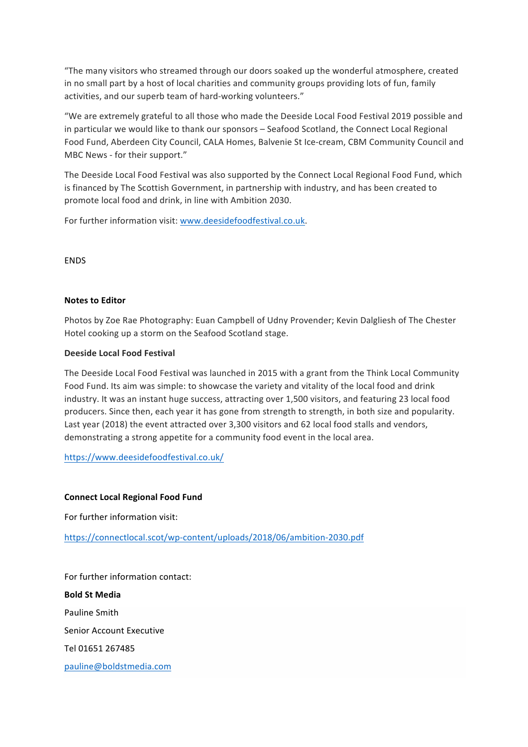"The many visitors who streamed through our doors soaked up the wonderful atmosphere, created in no small part by a host of local charities and community groups providing lots of fun, family activities, and our superb team of hard-working volunteers."

"We are extremely grateful to all those who made the Deeside Local Food Festival 2019 possible and in particular we would like to thank our sponsors – Seafood Scotland, the Connect Local Regional Food Fund, Aberdeen City Council, CALA Homes, Balvenie St Ice-cream, CBM Community Council and MBC News - for their support."

The Deeside Local Food Festival was also supported by the Connect Local Regional Food Fund, which is financed by The Scottish Government, in partnership with industry, and has been created to promote local food and drink, in line with Ambition 2030.

For further information visit: [www.deesidefoodfestival.co.uk](http://www.deesidefoodfestival.co.uk).

ENDS

**Notes to Editor**

Photos by Zoe Rae Photography: Euan Campbell of Udny Provender; Kevin Dalgliesh of The Chester Hotel cooking up a storm on the Seafood Scotland stage.

**Deeside Local Food Festival**

The Deeside Local Food Festival was launched in 2015 with a grant from the Think Local Community Food Fund. Its aim was simple: to showcase the variety and vitality of the local food and drink industry. It was an instant huge success, attracting over 1,500 visitors, and featuring 23 local food producers. Since then, each year it has gone from strength to strength, in both size and popularity. Last year (2018) the event attracted over 3,300 visitors and 62 local food stalls and vendors, demonstrating a strong appetite for a community food event in the local area.

https://www.deesidefoodfestival.co.uk/

**Connect Local Regional Food Fund**

For further information visit:

https://connectlocal.scot/wp-content/uploads/2018/06/ambition-2030.pdf

For further information contact:

**Bold St Media**

Pauline Smith

Senior Account Executive

Tel 01651 267485

pauline@boldstmedia.com